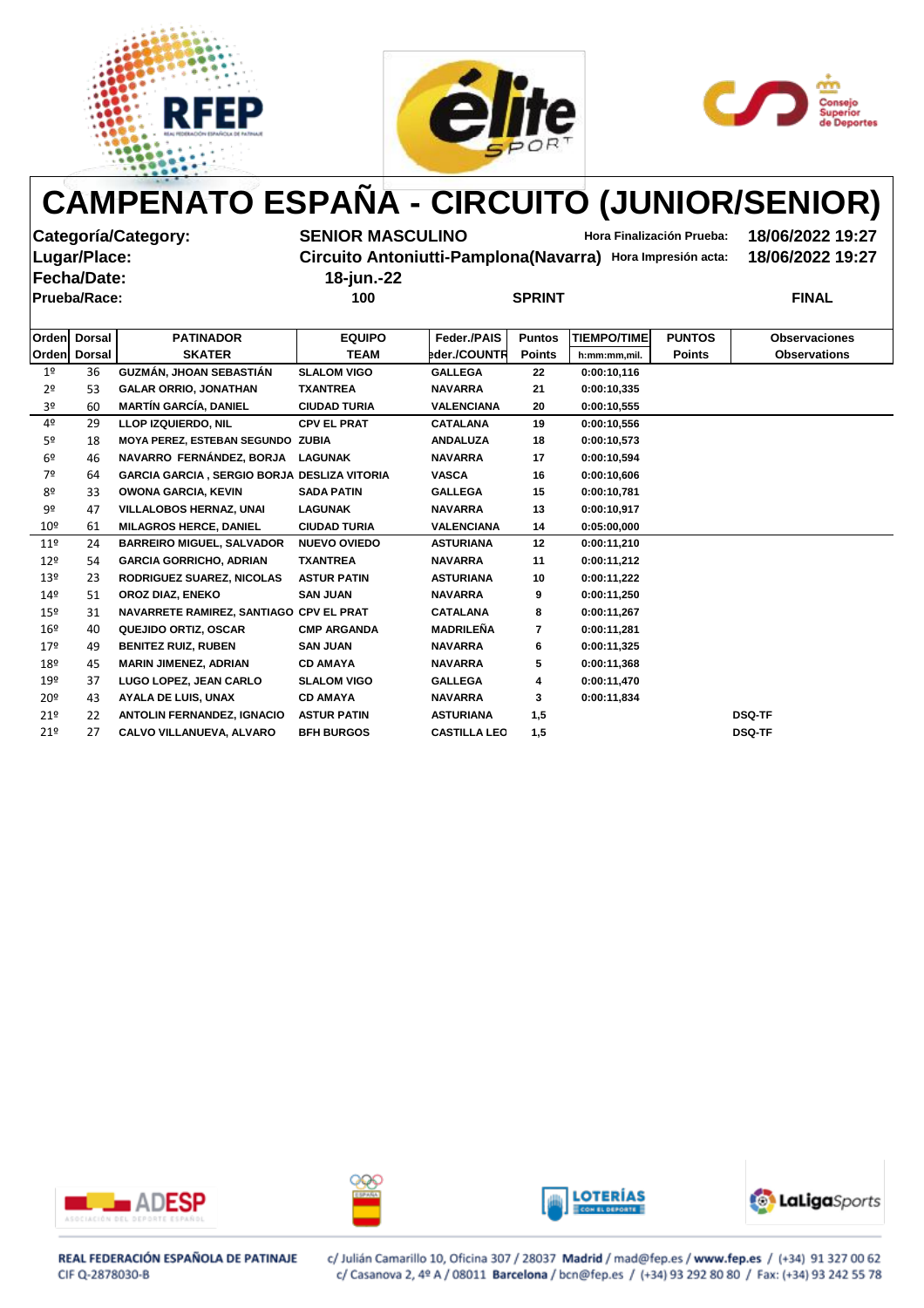# CAMPENATO ESPAÑA - CIRCUITO (JUNIOR/SENIOR)

**Categoría/Category:** SENIOR MASCULINO — Hora Finalización Prueba: 18/06/2022 19:27

**Lugar/Place:** Circuito Antoniutti-Pamplona(Navarra) — Hora Impresión acta: 18/06/2022 19:27

**Fecha/Date:** 18-jun.-22

**Prueba/Race:** 100 — SPRINT — FINAL

| Orden | Dorsal | PATINADOR | EQUIPO | Feder./PAIS | Puntos | TIEMPO/TIME | PUNTOS | Observaciones |
|---|---|---|---|---|---|---|---|---|
| Orden | Dorsal | SKATER | TEAM | eder./COUNTR | Points | h:mm:mm,mil. | Points | Observations |
| 1º | 36 | GUZMÁN, JHOAN SEBASTIÁN | SLALOM VIGO | GALLEGA | 22 | 0:00:10,116 | | |
| 2º | 53 | GALAR ORRIO, JONATHAN | TXANTREA | NAVARRA | 21 | 0:00:10,335 | | |
| 3º | 60 | MARTÍN GARCÍA, DANIEL | CIUDAD TURIA | VALENCIANA | 20 | 0:00:10,555 | | |
| 4º | 29 | LLOP IZQUIERDO, NIL | CPV EL PRAT | CATALANA | 19 | 0:00:10,556 | | |
| 5º | 18 | MOYA PEREZ, ESTEBAN SEGUNDO | ZUBIA | ANDALUZA | 18 | 0:00:10,573 | | |
| 6º | 46 | NAVARRO FERNÁNDEZ, BORJA | LAGUNAK | NAVARRA | 17 | 0:00:10,594 | | |
| 7º | 64 | GARCIA GARCIA , SERGIO BORJA | DESLIZA VITORIA | VASCA | 16 | 0:00:10,606 | | |
| 8º | 33 | OWONA GARCIA, KEVIN | SADA PATIN | GALLEGA | 15 | 0:00:10,781 | | |
| 9º | 47 | VILLALOBOS HERNAZ, UNAI | LAGUNAK | NAVARRA | 13 | 0:00:10,917 | | |
| 10º | 61 | MILAGROS HERCE, DANIEL | CIUDAD TURIA | VALENCIANA | 14 | 0:05:00,000 | | |
| 11º | 24 | BARREIRO MIGUEL, SALVADOR | NUEVO OVIEDO | ASTURIANA | 12 | 0:00:11,210 | | |
| 12º | 54 | GARCIA GORRICHO, ADRIAN | TXANTREA | NAVARRA | 11 | 0:00:11,212 | | |
| 13º | 23 | RODRIGUEZ SUAREZ, NICOLAS | ASTUR PATIN | ASTURIANA | 10 | 0:00:11,222 | | |
| 14º | 51 | OROZ DIAZ, ENEKO | SAN JUAN | NAVARRA | 9 | 0:00:11,250 | | |
| 15º | 31 | NAVARRETE RAMIREZ, SANTIAGO | CPV EL PRAT | CATALANA | 8 | 0:00:11,267 | | |
| 16º | 40 | QUEJIDO ORTIZ, OSCAR | CMP ARGANDA | MADRILEÑA | 7 | 0:00:11,281 | | |
| 17º | 49 | BENITEZ RUIZ, RUBEN | SAN JUAN | NAVARRA | 6 | 0:00:11,325 | | |
| 18º | 45 | MARIN JIMENEZ, ADRIAN | CD AMAYA | NAVARRA | 5 | 0:00:11,368 | | |
| 19º | 37 | LUGO LOPEZ, JEAN CARLO | SLALOM VIGO | GALLEGA | 4 | 0:00:11,470 | | |
| 20º | 43 | AYALA DE LUIS, UNAX | CD AMAYA | NAVARRA | 3 | 0:00:11,834 | | |
| 21º | 22 | ANTOLIN FERNANDEZ, IGNACIO | ASTUR PATIN | ASTURIANA | 1,5 | | | DSQ-TF |
| 21º | 27 | CALVO VILLANUEVA, ALVARO | BFH BURGOS | CASTILLA LEO | 1,5 | | | DSQ-TF |

REAL FEDERACIÓN ESPAÑOLA DE PATINAJE
CIF Q-2878030-B

c/ Julián Camarillo 10, Oficina 307 / 28037 Madrid / mad@fep.es / www.fep.es / (+34) 91 327 00 62
c/ Casanova 2, 4º A / 08011 Barcelona / bcn@fep.es / (+34) 93 292 80 80 / Fax: (+34) 93 242 55 78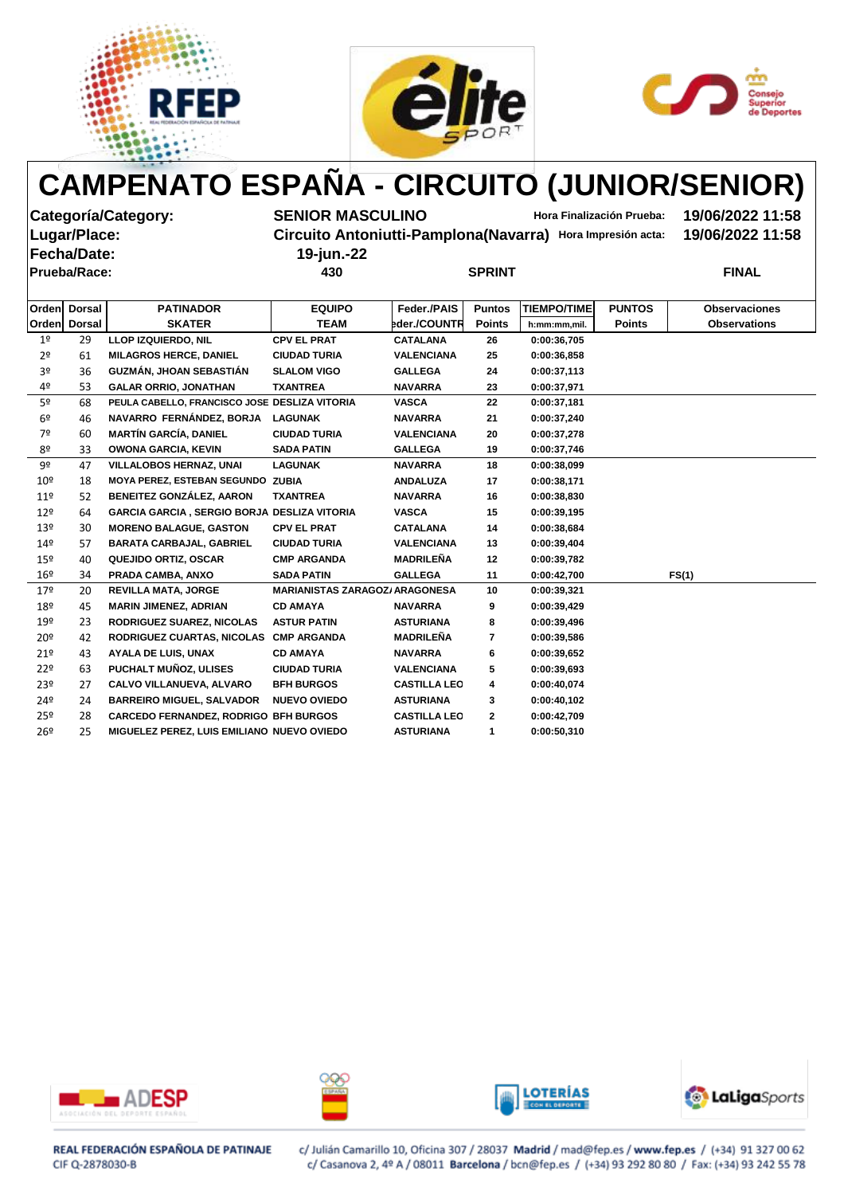# CAMPENATO ESPAÑA - CIRCUITO (JUNIOR/SENIOR)

**Categoría/Category:** SENIOR MASCULINO — **Hora Finalización Prueba:** 19/06/2022 11:58

**Lugar/Place:** Circuito Antoniutti-Pamplona(Navarra) — **Hora Impresión acta:** 19/06/2022 11:58

**Fecha/Date:** 19-jun.-22

**Prueba/Race:** 430 — SPRINT — FINAL

| Orden<br>Orden | Dorsal<br>Dorsal | PATINADOR<br>SKATER | EQUIPO<br>TEAM | Feder./PAIS<br>Feder./COUNTR | Puntos<br>Points | TIEMPO/TIME<br>h:mm:mm,mil. | PUNTOS<br>Points | Observaciones<br>Observations |
|---|---|---|---|---|---|---|---|---|
| 1º | 29 | LLOP IZQUIERDO, NIL | CPV EL PRAT | CATALANA | 26 | 0:00:36,705 | | |
| 2º | 61 | MILAGROS HERCE, DANIEL | CIUDAD TURIA | VALENCIANA | 25 | 0:00:36,858 | | |
| 3º | 36 | GUZMÁN, JHOAN SEBASTIÁN | SLALOM VIGO | GALLEGA | 24 | 0:00:37,113 | | |
| 4º | 53 | GALAR ORRIO, JONATHAN | TXANTREA | NAVARRA | 23 | 0:00:37,971 | | |
| 5º | 68 | PEULA CABELLO, FRANCISCO JOSE | DESLIZA VITORIA | VASCA | 22 | 0:00:37,181 | | |
| 6º | 46 | NAVARRO FERNÁNDEZ, BORJA | LAGUNAK | NAVARRA | 21 | 0:00:37,240 | | |
| 7º | 60 | MARTÍN GARCÍA, DANIEL | CIUDAD TURIA | VALENCIANA | 20 | 0:00:37,278 | | |
| 8º | 33 | OWONA GARCIA, KEVIN | SADA PATIN | GALLEGA | 19 | 0:00:37,746 | | |
| 9º | 47 | VILLALOBOS HERNAZ, UNAI | LAGUNAK | NAVARRA | 18 | 0:00:38,099 | | |
| 10º | 18 | MOYA PEREZ, ESTEBAN SEGUNDO | ZUBIA | ANDALUZA | 17 | 0:00:38,171 | | |
| 11º | 52 | BENEITEZ GONZÁLEZ, AARON | TXANTREA | NAVARRA | 16 | 0:00:38,830 | | |
| 12º | 64 | GARCIA GARCIA , SERGIO BORJA | DESLIZA VITORIA | VASCA | 15 | 0:00:39,195 | | |
| 13º | 30 | MORENO BALAGUE, GASTON | CPV EL PRAT | CATALANA | 14 | 0:00:38,684 | | |
| 14º | 57 | BARATA CARBAJAL, GABRIEL | CIUDAD TURIA | VALENCIANA | 13 | 0:00:39,404 | | |
| 15º | 40 | QUEJIDO ORTIZ, OSCAR | CMP ARGANDA | MADRILEÑA | 12 | 0:00:39,782 | | |
| 16º | 34 | PRADA CAMBA, ANXO | SADA PATIN | GALLEGA | 11 | 0:00:42,700 | | FS(1) |
| 17º | 20 | REVILLA MATA, JORGE | MARIANISTAS ZARAGOZA | ARAGONESA | 10 | 0:00:39,321 | | |
| 18º | 45 | MARIN JIMENEZ, ADRIAN | CD AMAYA | NAVARRA | 9 | 0:00:39,429 | | |
| 19º | 23 | RODRIGUEZ SUAREZ, NICOLAS | ASTUR PATIN | ASTURIANA | 8 | 0:00:39,496 | | |
| 20º | 42 | RODRIGUEZ CUARTAS, NICOLAS | CMP ARGANDA | MADRILEÑA | 7 | 0:00:39,586 | | |
| 21º | 43 | AYALA DE LUIS, UNAX | CD AMAYA | NAVARRA | 6 | 0:00:39,652 | | |
| 22º | 63 | PUCHALT MUÑOZ, ULISES | CIUDAD TURIA | VALENCIANA | 5 | 0:00:39,693 | | |
| 23º | 27 | CALVO VILLANUEVA, ALVARO | BFH BURGOS | CASTILLA LEO | 4 | 0:00:40,074 | | |
| 24º | 24 | BARREIRO MIGUEL, SALVADOR | NUEVO OVIEDO | ASTURIANA | 3 | 0:00:40,102 | | |
| 25º | 28 | CARCEDO FERNANDEZ, RODRIGO | BFH BURGOS | CASTILLA LEO | 2 | 0:00:42,709 | | |
| 26º | 25 | MIGUELEZ PEREZ, LUIS EMILIANO | NUEVO OVIEDO | ASTURIANA | 1 | 0:00:50,310 | | |

REAL FEDERACIÓN ESPAÑOLA DE PATINAJE
CIF Q-2878030-B

c/ Julián Camarillo 10, Oficina 307 / 28037 **Madrid** / mad@fep.es / **www.fep.es** / (+34) 91 327 00 62
c/ Casanova 2, 4º A / 08011 **Barcelona** / bcn@fep.es / (+34) 93 292 80 80 / Fax: (+34) 93 242 55 78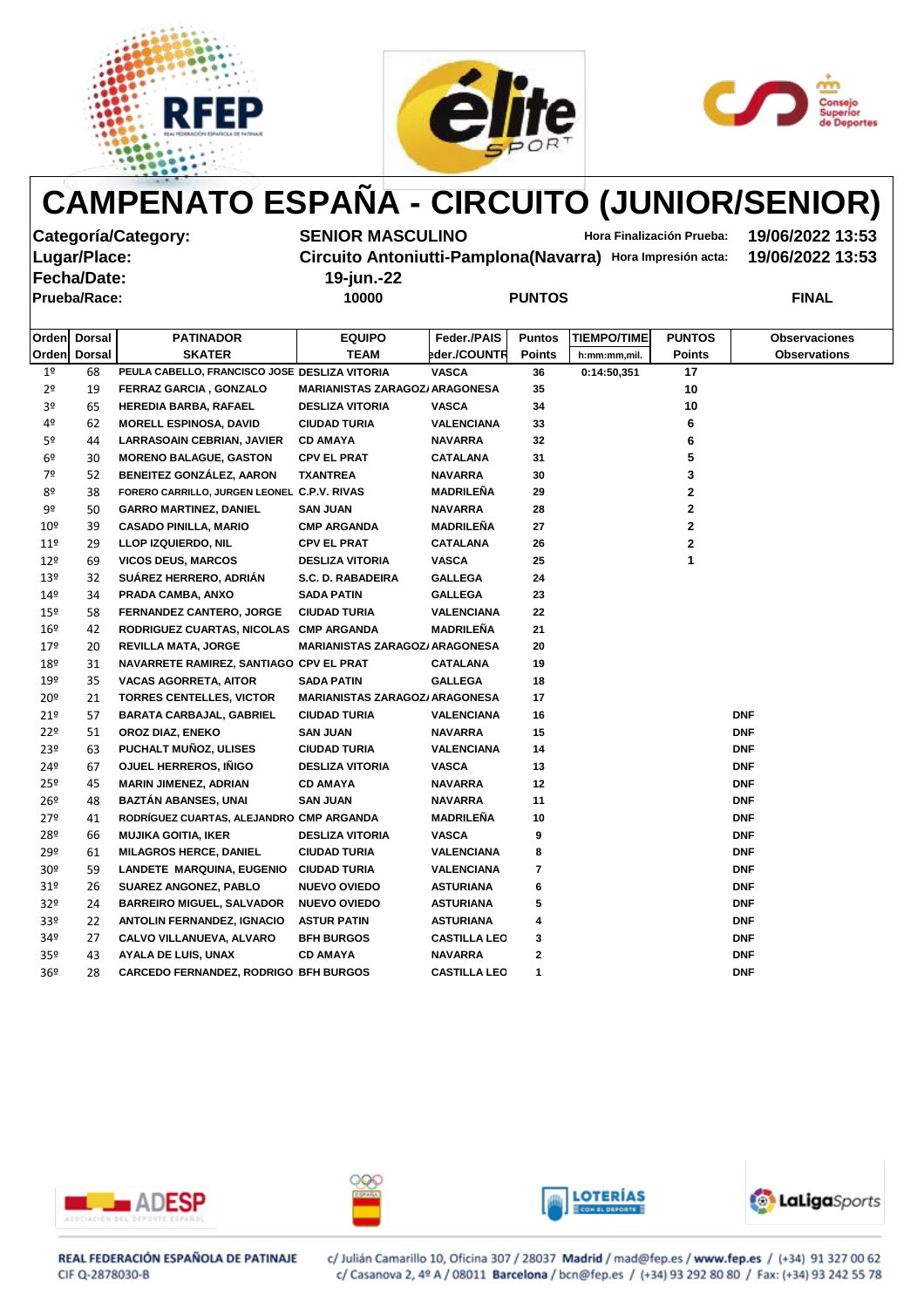# CAMPENATO ESPAÑA - CIRCUITO (JUNIOR/SENIOR)

**Categoría/Category:** SENIOR MASCULINO — **Hora Finalización Prueba:** 19/06/2022 13:53

**Lugar/Place:** Circuito Antoniutti-Pamplona(Navarra) — **Hora Impresión acta:** 19/06/2022 13:53

**Fecha/Date:** 19-jun.-22

**Prueba/Race:** 10000 PUNTOS FINAL

| Orden | Dorsal | PATINADOR | EQUIPO | Feder./PAIS | Puntos | TIEMPO/TIME | PUNTOS | Observaciones |
|---|---|---|---|---|---|---|---|---|
| Orden | Dorsal | SKATER | TEAM | Feder./COUNTR | Points | h:mm:mm,mil. | Points | Observations |
| 1º | 68 | PEULA CABELLO, FRANCISCO JOSE | DESLIZA VITORIA | VASCA | 36 | 0:14:50,351 | 17 | |
| 2º | 19 | FERRAZ GARCIA , GONZALO | MARIANISTAS ZARAGOZA | ARAGONESA | 35 | | 10 | |
| 3º | 65 | HEREDIA BARBA, RAFAEL | DESLIZA VITORIA | VASCA | 34 | | 10 | |
| 4º | 62 | MORELL ESPINOSA, DAVID | CIUDAD TURIA | VALENCIANA | 33 | | 6 | |
| 5º | 44 | LARRASOAIN CEBRIAN, JAVIER | CD AMAYA | NAVARRA | 32 | | 6 | |
| 6º | 30 | MORENO BALAGUE, GASTON | CPV EL PRAT | CATALANA | 31 | | 5 | |
| 7º | 52 | BENEITEZ GONZÁLEZ, AARON | TXANTREA | NAVARRA | 30 | | 3 | |
| 8º | 38 | FORERO CARRILLO, JURGEN LEONEL | C.P.V. RIVAS | MADRILEÑA | 29 | | 2 | |
| 9º | 50 | GARRO MARTINEZ, DANIEL | SAN JUAN | NAVARRA | 28 | | 2 | |
| 10º | 39 | CASADO PINILLA, MARIO | CMP ARGANDA | MADRILEÑA | 27 | | 2 | |
| 11º | 29 | LLOP IZQUIERDO, NIL | CPV EL PRAT | CATALANA | 26 | | 2 | |
| 12º | 69 | VICOS DEUS, MARCOS | DESLIZA VITORIA | VASCA | 25 | | 1 | |
| 13º | 32 | SUÁREZ HERRERO, ADRIÁN | S.C. D. RABADEIRA | GALLEGA | 24 | | | |
| 14º | 34 | PRADA CAMBA, ANXO | SADA PATIN | GALLEGA | 23 | | | |
| 15º | 58 | FERNANDEZ CANTERO, JORGE | CIUDAD TURIA | VALENCIANA | 22 | | | |
| 16º | 42 | RODRIGUEZ CUARTAS, NICOLAS | CMP ARGANDA | MADRILEÑA | 21 | | | |
| 17º | 20 | REVILLA MATA, JORGE | MARIANISTAS ZARAGOZA | ARAGONESA | 20 | | | |
| 18º | 31 | NAVARRETE RAMIREZ, SANTIAGO | CPV EL PRAT | CATALANA | 19 | | | |
| 19º | 35 | VACAS AGORRETA, AITOR | SADA PATIN | GALLEGA | 18 | | | |
| 20º | 21 | TORRES CENTELLES, VICTOR | MARIANISTAS ZARAGOZA | ARAGONESA | 17 | | | |
| 21º | 57 | BARATA CARBAJAL, GABRIEL | CIUDAD TURIA | VALENCIANA | 16 | | | DNF |
| 22º | 51 | OROZ DIAZ, ENEKO | SAN JUAN | NAVARRA | 15 | | | DNF |
| 23º | 63 | PUCHALT MUÑOZ, ULISES | CIUDAD TURIA | VALENCIANA | 14 | | | DNF |
| 24º | 67 | OJUEL HERREROS, IÑIGO | DESLIZA VITORIA | VASCA | 13 | | | DNF |
| 25º | 45 | MARIN JIMENEZ, ADRIAN | CD AMAYA | NAVARRA | 12 | | | DNF |
| 26º | 48 | BAZTÁN ABANSES, UNAI | SAN JUAN | NAVARRA | 11 | | | DNF |
| 27º | 41 | RODRÍGUEZ CUARTAS, ALEJANDRO | CMP ARGANDA | MADRILEÑA | 10 | | | DNF |
| 28º | 66 | MUJIKA GOITIA, IKER | DESLIZA VITORIA | VASCA | 9 | | | DNF |
| 29º | 61 | MILAGROS HERCE, DANIEL | CIUDAD TURIA | VALENCIANA | 8 | | | DNF |
| 30º | 59 | LANDETE MARQUINA, EUGENIO | CIUDAD TURIA | VALENCIANA | 7 | | | DNF |
| 31º | 26 | SUAREZ ANGONEZ, PABLO | NUEVO OVIEDO | ASTURIANA | 6 | | | DNF |
| 32º | 24 | BARREIRO MIGUEL, SALVADOR | NUEVO OVIEDO | ASTURIANA | 5 | | | DNF |
| 33º | 22 | ANTOLIN FERNANDEZ, IGNACIO | ASTUR PATIN | ASTURIANA | 4 | | | DNF |
| 34º | 27 | CALVO VILLANUEVA, ALVARO | BFH BURGOS | CASTILLA LEO | 3 | | | DNF |
| 35º | 43 | AYALA DE LUIS, UNAX | CD AMAYA | NAVARRA | 2 | | | DNF |
| 36º | 28 | CARCEDO FERNANDEZ, RODRIGO | BFH BURGOS | CASTILLA LEO | 1 | | | DNF |

REAL FEDERACIÓN ESPAÑOLA DE PATINAJE
CIF Q-2878030-B

c/ Julián Camarillo 10, Oficina 307 / 28037 **Madrid** / mad@fep.es / **www.fep.es** / (+34) 91 327 00 62
c/ Casanova 2, 4º A / 08011 **Barcelona** / bcn@fep.es / (+34) 93 292 80 80 / Fax: (+34) 93 242 55 78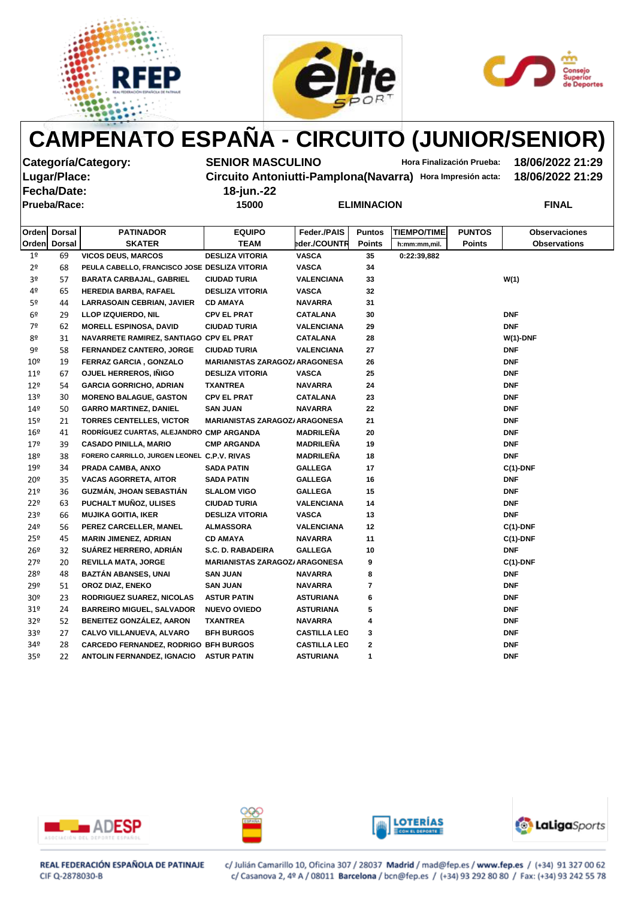# CAMPENATO ESPAÑA - CIRCUITO (JUNIOR/SENIOR)

**Categoría/Category:** SENIOR MASCULINO — **Hora Finalización Prueba:** 18/06/2022 21:29

**Lugar/Place:** Circuito Antoniutti-Pamplona(Navarra) — **Hora Impresión acta:** 18/06/2022 21:29

**Fecha/Date:** 18-jun.-22

**Prueba/Race:** 15000 — ELIMINACION — FINAL

| Orden<br>Orden | Dorsal<br>Dorsal | PATINADOR<br>SKATER | EQUIPO<br>TEAM | Feder./PAIS<br>Feder./COUNTR | Puntos<br>Points | TIEMPO/TIME<br>h:mm:mm,mil. | PUNTOS<br>Points | Observaciones<br>Observations |
|---|---|---|---|---|---|---|---|---|
| 1º | 69 | VICOS DEUS, MARCOS | DESLIZA VITORIA | VASCA | 35 | 0:22:39,882 | | |
| 2º | 68 | PEULA CABELLO, FRANCISCO JOSE | DESLIZA VITORIA | VASCA | 34 | | | |
| 3º | 57 | BARATA CARBAJAL, GABRIEL | CIUDAD TURIA | VALENCIANA | 33 | | | W(1) |
| 4º | 65 | HEREDIA BARBA, RAFAEL | DESLIZA VITORIA | VASCA | 32 | | | |
| 5º | 44 | LARRASOAIN CEBRIAN, JAVIER | CD AMAYA | NAVARRA | 31 | | | |
| 6º | 29 | LLOP IZQUIERDO, NIL | CPV EL PRAT | CATALANA | 30 | | | DNF |
| 7º | 62 | MORELL ESPINOSA, DAVID | CIUDAD TURIA | VALENCIANA | 29 | | | DNF |
| 8º | 31 | NAVARRETE RAMIREZ, SANTIAGO | CPV EL PRAT | CATALANA | 28 | | | W(1)-DNF |
| 9º | 58 | FERNANDEZ CANTERO, JORGE | CIUDAD TURIA | VALENCIANA | 27 | | | DNF |
| 10º | 19 | FERRAZ GARCIA , GONZALO | MARIANISTAS ZARAGOZA | ARAGONESA | 26 | | | DNF |
| 11º | 67 | OJUEL HERREROS, IÑIGO | DESLIZA VITORIA | VASCA | 25 | | | DNF |
| 12º | 54 | GARCIA GORRICHO, ADRIAN | TXANTREA | NAVARRA | 24 | | | DNF |
| 13º | 30 | MORENO BALAGUE, GASTON | CPV EL PRAT | CATALANA | 23 | | | DNF |
| 14º | 50 | GARRO MARTINEZ, DANIEL | SAN JUAN | NAVARRA | 22 | | | DNF |
| 15º | 21 | TORRES CENTELLES, VICTOR | MARIANISTAS ZARAGOZA | ARAGONESA | 21 | | | DNF |
| 16º | 41 | RODRÍGUEZ CUARTAS, ALEJANDRO | CMP ARGANDA | MADRILEÑA | 20 | | | DNF |
| 17º | 39 | CASADO PINILLA, MARIO | CMP ARGANDA | MADRILEÑA | 19 | | | DNF |
| 18º | 38 | FORERO CARRILLO, JURGEN LEONEL | C.P.V. RIVAS | MADRILEÑA | 18 | | | DNF |
| 19º | 34 | PRADA CAMBA, ANXO | SADA PATIN | GALLEGA | 17 | | | C(1)-DNF |
| 20º | 35 | VACAS AGORRETA, AITOR | SADA PATIN | GALLEGA | 16 | | | DNF |
| 21º | 36 | GUZMÁN, JHOAN SEBASTIÁN | SLALOM VIGO | GALLEGA | 15 | | | DNF |
| 22º | 63 | PUCHALT MUÑOZ, ULISES | CIUDAD TURIA | VALENCIANA | 14 | | | DNF |
| 23º | 66 | MUJIKA GOITIA, IKER | DESLIZA VITORIA | VASCA | 13 | | | DNF |
| 24º | 56 | PEREZ CARCELLER, MANEL | ALMASSORA | VALENCIANA | 12 | | | C(1)-DNF |
| 25º | 45 | MARIN JIMENEZ, ADRIAN | CD AMAYA | NAVARRA | 11 | | | C(1)-DNF |
| 26º | 32 | SUÁREZ HERRERO, ADRIÁN | S.C. D. RABADEIRA | GALLEGA | 10 | | | DNF |
| 27º | 20 | REVILLA MATA, JORGE | MARIANISTAS ZARAGOZA | ARAGONESA | 9 | | | C(1)-DNF |
| 28º | 48 | BAZTÁN ABANSES, UNAI | SAN JUAN | NAVARRA | 8 | | | DNF |
| 29º | 51 | OROZ DIAZ, ENEKO | SAN JUAN | NAVARRA | 7 | | | DNF |
| 30º | 23 | RODRIGUEZ SUAREZ, NICOLAS | ASTUR PATIN | ASTURIANA | 6 | | | DNF |
| 31º | 24 | BARREIRO MIGUEL, SALVADOR | NUEVO OVIEDO | ASTURIANA | 5 | | | DNF |
| 32º | 52 | BENEITEZ GONZÁLEZ, AARON | TXANTREA | NAVARRA | 4 | | | DNF |
| 33º | 27 | CALVO VILLANUEVA, ALVARO | BFH BURGOS | CASTILLA LEO | 3 | | | DNF |
| 34º | 28 | CARCEDO FERNANDEZ, RODRIGO | BFH BURGOS | CASTILLA LEO | 2 | | | DNF |
| 35º | 22 | ANTOLIN FERNANDEZ, IGNACIO | ASTUR PATIN | ASTURIANA | 1 | | | DNF |

REAL FEDERACIÓN ESPAÑOLA DE PATINAJE
CIF Q-2878030-B

c/ Julián Camarillo 10, Oficina 307 / 28037 **Madrid** / mad@fep.es / **www.fep.es** / (+34) 91 327 00 62
c/ Casanova 2, 4º A / 08011 **Barcelona** / bcn@fep.es / (+34) 93 292 80 80 / Fax: (+34) 93 242 55 78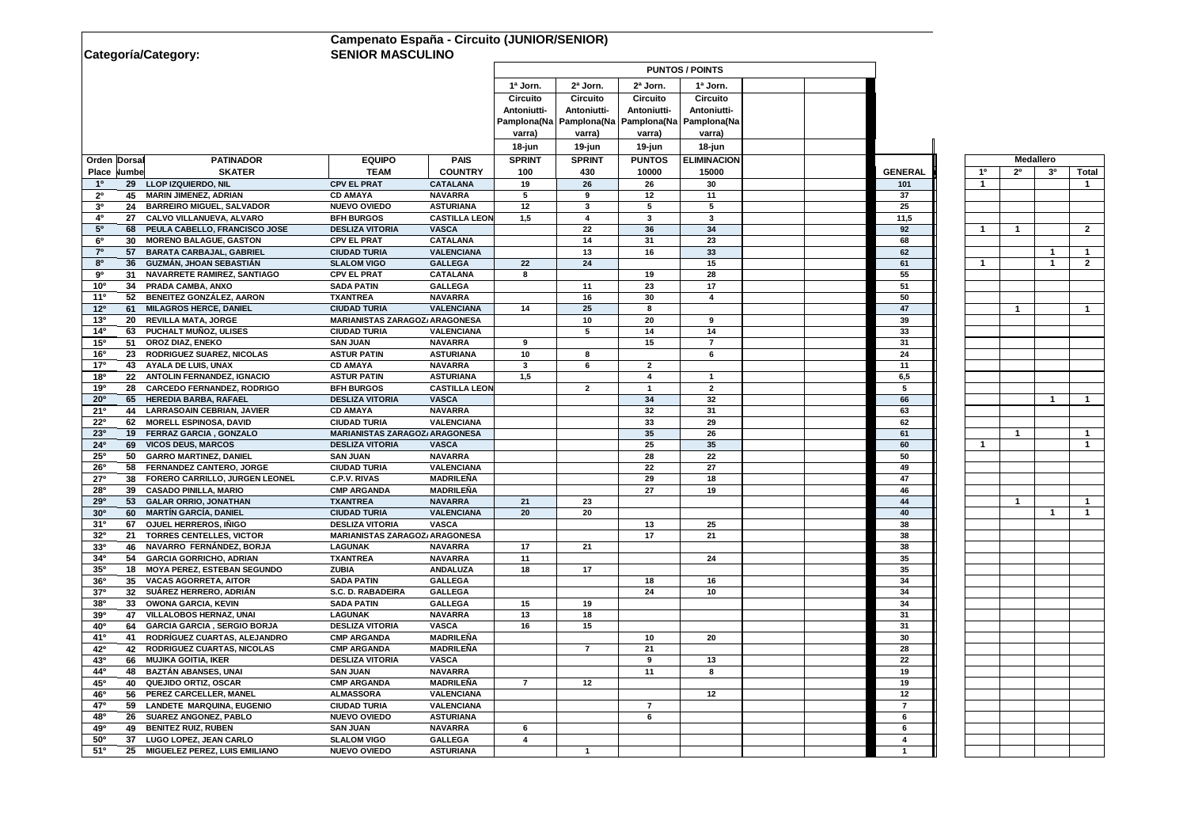**Categoría/Category:**

# Campenato España - Circuito (JUNIOR/SENIOR)
## SENIOR MASCULINO

| Orden Place | Dorsal Numbe | PATINADOR SKATER | EQUIPO TEAM | PAIS COUNTRY | 1ª Jorn. Circuito Antoniutti-Pamplona(Navarra) 18-jun SPRINT 100 | 2ª Jorn. Circuito Antoniutti-Pamplona(Navarra) 19-jun SPRINT 430 | 2ª Jorn. Circuito Antoniutti-Pamplona(Navarra) 19-jun PUNTOS 10000 | 1ª Jorn. Circuito Antoniutti-Pamplona(Navarra) 18-jun ELIMINACION 15000 | | | GENERAL | Medallero 1º | Medallero 2º | Medallero 3º | Medallero Total |
|---|---|---|---|---|---|---|---|---|---|---|---|---|---|---|---|
| 1º | 29 | LLOP IZQUIERDO, NIL | CPV EL PRAT | CATALANA | 19 | 26 | 26 | 30 | | | 101 | 1 | | | 1 |
| 2º | 45 | MARIN JIMENEZ, ADRIAN | CD AMAYA | NAVARRA | 5 | 9 | 12 | 11 | | | 37 | | | | |
| 3º | 24 | BARREIRO MIGUEL, SALVADOR | NUEVO OVIEDO | ASTURIANA | 12 | 3 | 5 | 5 | | | 25 | | | | |
| 4º | 27 | CALVO VILLANUEVA, ALVARO | BFH BURGOS | CASTILLA LEON | 1,5 | 4 | 3 | 3 | | | 11,5 | | | | |
| 5º | 68 | PEULA CABELLO, FRANCISCO JOSE | DESLIZA VITORIA | VASCA | | 22 | 36 | 34 | | | 92 | 1 | 1 | | 2 |
| 6º | 30 | MORENO BALAGUE, GASTON | CPV EL PRAT | CATALANA | | 14 | 31 | 23 | | | 68 | | | | |
| 7º | 57 | BARATA CARBAJAL, GABRIEL | CIUDAD TURIA | VALENCIANA | | 13 | 16 | 33 | | | 62 | | | 1 | 1 |
| 8º | 36 | GUZMÁN, JHOAN SEBASTIÁN | SLALOM VIGO | GALLEGA | 22 | 24 | | 15 | | | 61 | 1 | | 1 | 2 |
| 9º | 31 | NAVARRETE RAMIREZ, SANTIAGO | CPV EL PRAT | CATALANA | 8 | | 19 | 28 | | | 55 | | | | |
| 10º | 34 | PRADA CAMBA, ANXO | SADA PATIN | GALLEGA | | 11 | 23 | 17 | | | 51 | | | | |
| 11º | 52 | BENEITEZ GONZÁLEZ, AARON | TXANTREA | NAVARRA | | 16 | 30 | 4 | | | 50 | | | | |
| 12º | 61 | MILAGROS HERCE, DANIEL | CIUDAD TURIA | VALENCIANA | 14 | 25 | 8 | | | | 47 | | 1 | | 1 |
| 13º | 20 | REVILLA MATA, JORGE | MARIANISTAS ZARAGOZA | ARAGONESA | | 10 | 20 | 9 | | | 39 | | | | |
| 14º | 63 | PUCHALT MUÑOZ, ULISES | CIUDAD TURIA | VALENCIANA | | 5 | 14 | 14 | | | 33 | | | | |
| 15º | 51 | OROZ DIAZ, ENEKO | SAN JUAN | NAVARRA | 9 | | 15 | 7 | | | 31 | | | | |
| 16º | 23 | RODRIGUEZ SUAREZ, NICOLAS | ASTUR PATIN | ASTURIANA | 10 | 8 | | 6 | | | 24 | | | | |
| 17º | 43 | AYALA DE LUIS, UNAX | CD AMAYA | NAVARRA | 3 | 6 | 2 | | | | 11 | | | | |
| 18º | 22 | ANTOLIN FERNANDEZ, IGNACIO | ASTUR PATIN | ASTURIANA | 1,5 | | 4 | 1 | | | 6,5 | | | | |
| 19º | 28 | CARCEDO FERNANDEZ, RODRIGO | BFH BURGOS | CASTILLA LEON | | 2 | 1 | 2 | | | 5 | | | | |
| 20º | 65 | HEREDIA BARBA, RAFAEL | DESLIZA VITORIA | VASCA | | | 34 | 32 | | | 66 | | | 1 | 1 |
| 21º | 44 | LARRASOAIN CEBRIAN, JAVIER | CD AMAYA | NAVARRA | | | 32 | 31 | | | 63 | | | | |
| 22º | 62 | MORELL ESPINOSA, DAVID | CIUDAD TURIA | VALENCIANA | | | 33 | 29 | | | 62 | | | | |
| 23º | 19 | FERRAZ GARCIA , GONZALO | MARIANISTAS ZARAGOZA | ARAGONESA | | | 35 | 26 | | | 61 | | 1 | | 1 |
| 24º | 69 | VICOS DEUS, MARCOS | DESLIZA VITORIA | VASCA | | | 25 | 35 | | | 60 | 1 | | | 1 |
| 25º | 50 | GARRO MARTINEZ, DANIEL | SAN JUAN | NAVARRA | | | 28 | 22 | | | 50 | | | | |
| 26º | 58 | FERNANDEZ CANTERO, JORGE | CIUDAD TURIA | VALENCIANA | | | 22 | 27 | | | 49 | | | | |
| 27º | 38 | FORERO CARRILLO, JURGEN LEONEL | C.P.V. RIVAS | MADRILEÑA | | | 29 | 18 | | | 47 | | | | |
| 28º | 39 | CASADO PINILLA, MARIO | CMP ARGANDA | MADRILEÑA | | | 27 | 19 | | | 46 | | | | |
| 29º | 53 | GALAR ORRIO, JONATHAN | TXANTREA | NAVARRA | 21 | 23 | | | | | 44 | | 1 | | 1 |
| 30º | 60 | MARTÍN GARCÍA, DANIEL | CIUDAD TURIA | VALENCIANA | 20 | 20 | | | | | 40 | | | 1 | 1 |
| 31º | 67 | OJUEL HERREROS, IÑIGO | DESLIZA VITORIA | VASCA | | | 13 | 25 | | | 38 | | | | |
| 32º | 21 | TORRES CENTELLES, VICTOR | MARIANISTAS ZARAGOZA | ARAGONESA | | | 17 | 21 | | | 38 | | | | |
| 33º | 46 | NAVARRO FERNÁNDEZ, BORJA | LAGUNAK | NAVARRA | 17 | 21 | | | | | 38 | | | | |
| 34º | 54 | GARCIA GORRICHO, ADRIAN | TXANTREA | NAVARRA | 11 | | | 24 | | | 35 | | | | |
| 35º | 18 | MOYA PEREZ, ESTEBAN SEGUNDO | ZUBIA | ANDALUZA | 18 | 17 | | | | | 35 | | | | |
| 36º | 35 | VACAS AGORRETA, AITOR | SADA PATIN | GALLEGA | | | 18 | 16 | | | 34 | | | | |
| 37º | 32 | SUÁREZ HERRERO, ADRIÁN | S.C. D. RABADEIRA | GALLEGA | | | 24 | 10 | | | 34 | | | | |
| 38º | 33 | OWONA GARCIA, KEVIN | SADA PATIN | GALLEGA | 15 | 19 | | | | | 34 | | | | |
| 39º | 47 | VILLALOBOS HERNAZ, UNAI | LAGUNAK | NAVARRA | 13 | 18 | | | | | 31 | | | | |
| 40º | 64 | GARCIA GARCIA , SERGIO BORJA | DESLIZA VITORIA | VASCA | 16 | 15 | | | | | 31 | | | | |
| 41º | 41 | RODRÍGUEZ CUARTAS, ALEJANDRO | CMP ARGANDA | MADRILEÑA | | | 10 | 20 | | | 30 | | | | |
| 42º | 42 | RODRIGUEZ CUARTAS, NICOLAS | CMP ARGANDA | MADRILEÑA | | 7 | 21 | | | | 28 | | | | |
| 43º | 66 | MUJIKA GOITIA, IKER | DESLIZA VITORIA | VASCA | | | 9 | 13 | | | 22 | | | | |
| 44º | 48 | BAZTÁN ABANSES, UNAI | SAN JUAN | NAVARRA | | | 11 | 8 | | | 19 | | | | |
| 45º | 40 | QUEJIDO ORTIZ, OSCAR | CMP ARGANDA | MADRILEÑA | 7 | 12 | | | | | 19 | | | | |
| 46º | 56 | PEREZ CARCELLER, MANEL | ALMASSORA | VALENCIANA | | | | 12 | | | 12 | | | | |
| 47º | 59 | LANDETE MARQUINA, EUGENIO | CIUDAD TURIA | VALENCIANA | | | 7 | | | | 7 | | | | |
| 48º | 26 | SUAREZ ANGONEZ, PABLO | NUEVO OVIEDO | ASTURIANA | | | 6 | | | | 6 | | | | |
| 49º | 49 | BENITEZ RUIZ, RUBEN | SAN JUAN | NAVARRA | 6 | | | | | | 6 | | | | |
| 50º | 37 | LUGO LOPEZ, JEAN CARLO | SLALOM VIGO | GALLEGA | 4 | | | | | | 4 | | | | |
| 51º | 25 | MIGUELEZ PEREZ, LUIS EMILIANO | NUEVO OVIEDO | ASTURIANA | | 1 | | | | | 1 | | | | |